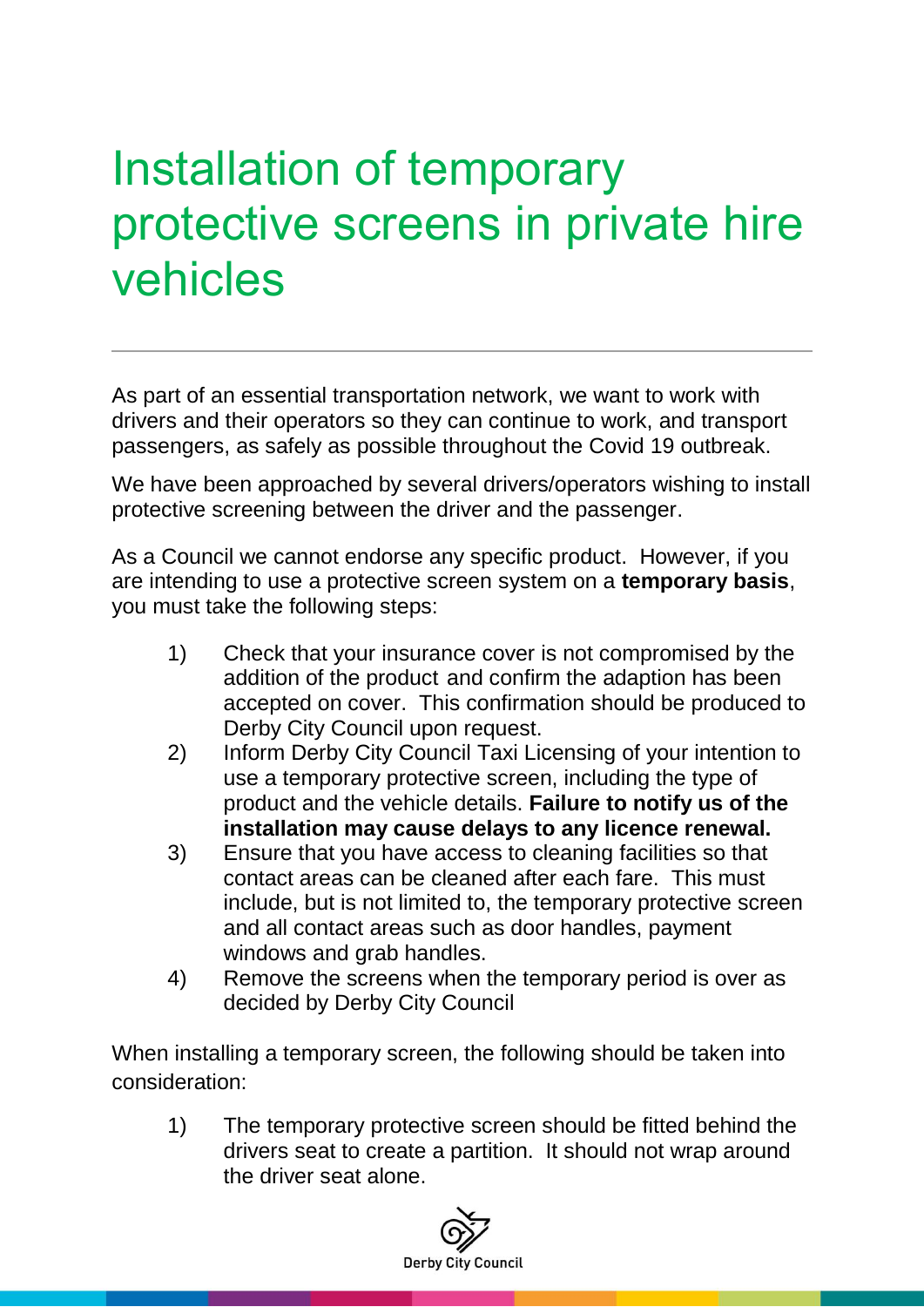# Installation of temporary protective screens in private hire vehicles

---

As part of an essential transportation network, we want to work with drivers and their operators so they can continue to work, and transport passengers, as safely as possible throughout the Covid 19 outbreak.

We have been approached by several drivers/operators wishing to install protective screening between the driver and the passenger.

As a Council we cannot endorse any specific product. However, if you are intending to use a protective screen system on a **temporary basis**, you must take the following steps:

1) Check that your insurance cover is not compromised by the addition of the product and confirm the adaption has been accepted on cover. This confirmation should be produced to Derby City Council upon request.
2) Inform Derby City Council Taxi Licensing of your intention to use a temporary protective screen, including the type of product and the vehicle details. **Failure to notify us of the installation may cause delays to any licence renewal.**
3) Ensure that you have access to cleaning facilities so that contact areas can be cleaned after each fare. This must include, but is not limited to, the temporary protective screen and all contact areas such as door handles, payment windows and grab handles.
4) Remove the screens when the temporary period is over as decided by Derby City Council

When installing a temporary screen, the following should be taken into consideration:

1) The temporary protective screen should be fitted behind the drivers seat to create a partition. It should not wrap around the driver seat alone.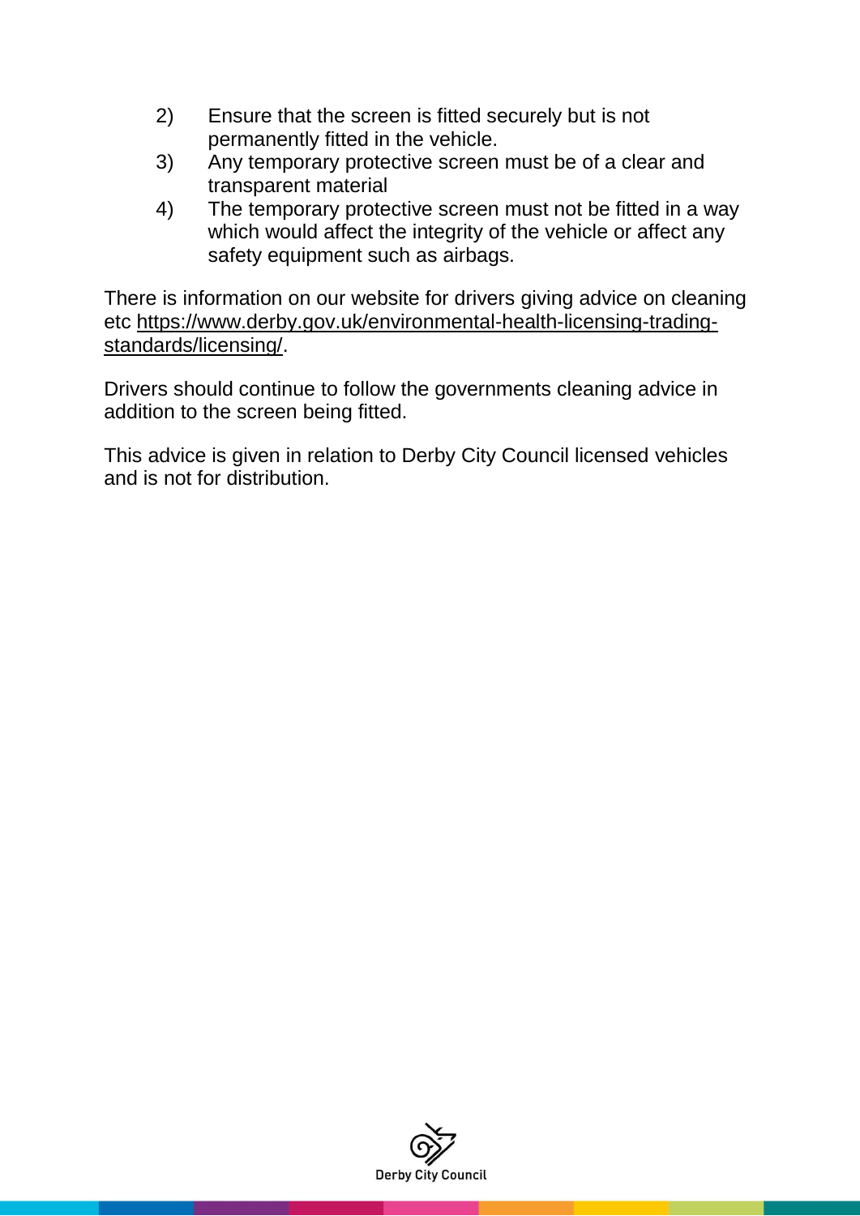2) Ensure that the screen is fitted securely but is not permanently fitted in the vehicle.
3) Any temporary protective screen must be of a clear and transparent material
4) The temporary protective screen must not be fitted in a way which would affect the integrity of the vehicle or affect any safety equipment such as airbags.

There is information on our website for drivers giving advice on cleaning etc https://www.derby.gov.uk/environmental-health-licensing-trading-standards/licensing/.

Drivers should continue to follow the governments cleaning advice in addition to the screen being fitted.

This advice is given in relation to Derby City Council licensed vehicles and is not for distribution.